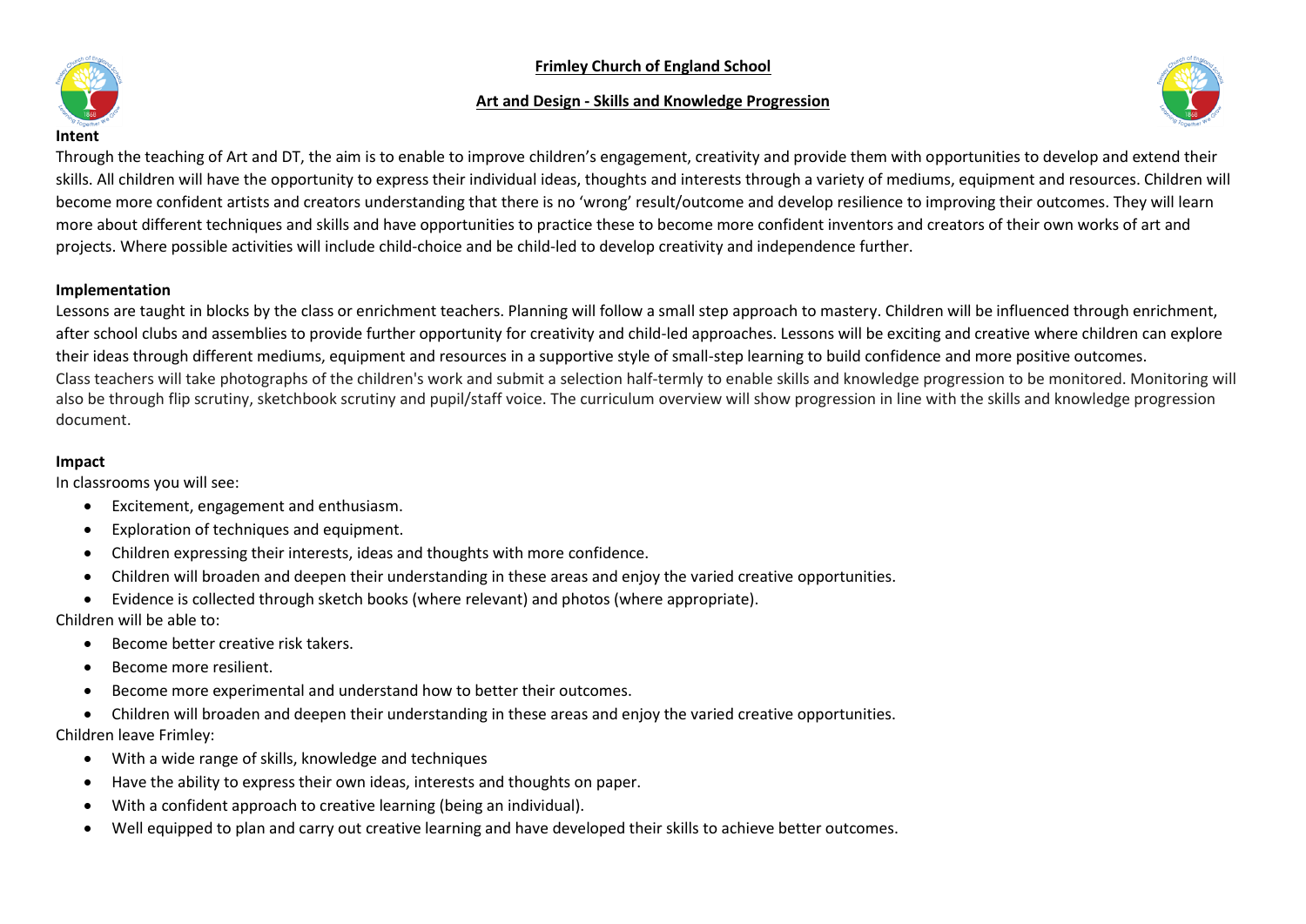# Frimley Church of England School

## Art and Design - Skills and Knowledge Progression

**Intent**

Through the teaching of Art and DT, the aim is to enable to improve children's engagement, creativity and provide them with opportunities to develop and extend their skills. All children will have the opportunity to express their individual ideas, thoughts and interests through a variety of mediums, equipment and resources. Children will become more confident artists and creators understanding that there is no 'wrong' result/outcome and develop resilience to improving their outcomes. They will learn more about different techniques and skills and have opportunities to practice these to become more confident inventors and creators of their own works of art and projects. Where possible activities will include child-choice and be child-led to develop creativity and independence further.

**Implementation**

Lessons are taught in blocks by the class or enrichment teachers. Planning will follow a small step approach to mastery. Children will be influenced through enrichment, after school clubs and assemblies to provide further opportunity for creativity and child-led approaches. Lessons will be exciting and creative where children can explore their ideas through different mediums, equipment and resources in a supportive style of small-step learning to build confidence and more positive outcomes.
Class teachers will take photographs of the children's work and submit a selection half-termly to enable skills and knowledge progression to be monitored. Monitoring will also be through flip scrutiny, sketchbook scrutiny and pupil/staff voice. The curriculum overview will show progression in line with the skills and knowledge progression document.

**Impact**

In classrooms you will see:

- Excitement, engagement and enthusiasm.
- Exploration of techniques and equipment.
- Children expressing their interests, ideas and thoughts with more confidence.
- Children will broaden and deepen their understanding in these areas and enjoy the varied creative opportunities.
- Evidence is collected through sketch books (where relevant) and photos (where appropriate).

Children will be able to:

- Become better creative risk takers.
- Become more resilient.
- Become more experimental and understand how to better their outcomes.
- Children will broaden and deepen their understanding in these areas and enjoy the varied creative opportunities.

Children leave Frimley:

- With a wide range of skills, knowledge and techniques
- Have the ability to express their own ideas, interests and thoughts on paper.
- With a confident approach to creative learning (being an individual).
- Well equipped to plan and carry out creative learning and have developed their skills to achieve better outcomes.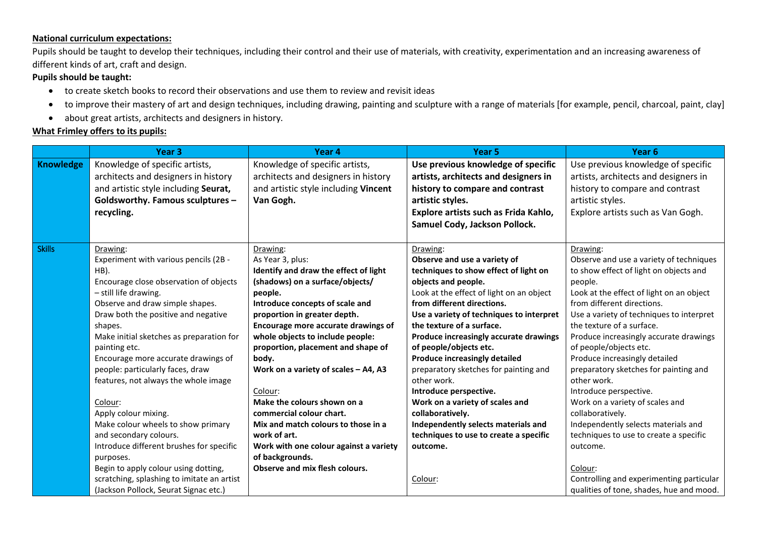**National curriculum expectations:**

Pupils should be taught to develop their techniques, including their control and their use of materials, with creativity, experimentation and an increasing awareness of different kinds of art, craft and design.

**Pupils should be taught:**

- to create sketch books to record their observations and use them to review and revisit ideas
- to improve their mastery of art and design techniques, including drawing, painting and sculpture with a range of materials [for example, pencil, charcoal, paint, clay]
- about great artists, architects and designers in history.

**What Frimley offers to its pupils:**

| | Year 3 | Year 4 | Year 5 | Year 6 |
|---|---|---|---|---|
| **Knowledge** | Knowledge of specific artists, architects and designers in history and artistic style including **Seurat, Goldsworthy. Famous sculptures – recycling.** | Knowledge of specific artists, architects and designers in history and artistic style including **Vincent Van Gogh.** | **Use previous knowledge of specific artists, architects and designers in history to compare and contrast artistic styles. Explore artists such as Frida Kahlo, Samuel Cody, Jackson Pollock.** | Use previous knowledge of specific artists, architects and designers in history to compare and contrast artistic styles. Explore artists such as Van Gogh. |
| **Skills** | Drawing:<br>Experiment with various pencils (2B - HB).<br>Encourage close observation of objects – still life drawing.<br>Observe and draw simple shapes.<br>Draw both the positive and negative shapes.<br>Make initial sketches as preparation for painting etc.<br>Encourage more accurate drawings of people: particularly faces, draw features, not always the whole image<br><br>Colour:<br>Apply colour mixing.<br>Make colour wheels to show primary and secondary colours.<br>Introduce different brushes for specific purposes.<br>Begin to apply colour using dotting, scratching, splashing to imitate an artist (Jackson Pollock, Seurat Signac etc.) | Drawing:<br>As Year 3, plus:<br>**Identify and draw the effect of light (shadows) on a surface/objects/ people.**<br>**Introduce concepts of scale and proportion in greater depth.**<br>**Encourage more accurate drawings of whole objects to include people: proportion, placement and shape of body.**<br>**Work on a variety of scales – A4, A3**<br><br>Colour:<br>**Make the colours shown on a commercial colour chart.**<br>**Mix and match colours to those in a work of art.**<br>**Work with one colour against a variety of backgrounds.**<br>**Observe and mix flesh colours.** | Drawing:<br>**Observe and use a variety of techniques to show effect of light on objects and people.**<br>Look at the effect of light on an object **from different directions.**<br>**Use a variety of techniques to interpret the texture of a surface.**<br>**Produce increasingly accurate drawings of people/objects etc.**<br>**Produce increasingly detailed** preparatory sketches for painting and other work.<br>**Introduce perspective.**<br>**Work on a variety of scales and collaboratively.**<br>**Independently selects materials and techniques to use to create a specific outcome.**<br><br>Colour: | Drawing:<br>Observe and use a variety of techniques to show effect of light on objects and people.<br>Look at the effect of light on an object from different directions.<br>Use a variety of techniques to interpret the texture of a surface.<br>Produce increasingly accurate drawings of people/objects etc.<br>Produce increasingly detailed preparatory sketches for painting and other work.<br>Introduce perspective.<br>Work on a variety of scales and collaboratively.<br>Independently selects materials and techniques to use to create a specific outcome.<br><br>Colour:<br>Controlling and experimenting particular qualities of tone, shades, hue and mood. |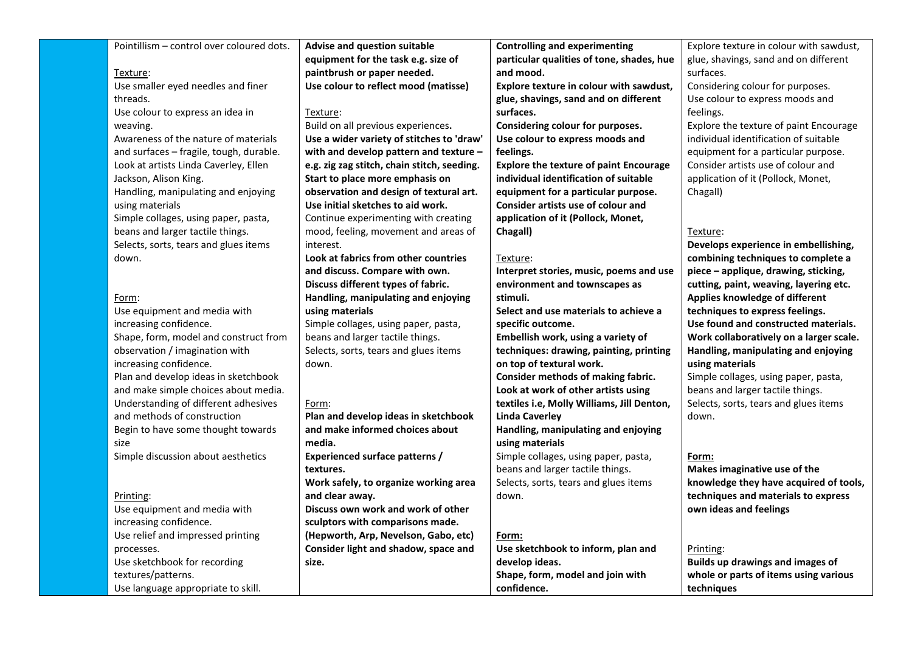| | | | | |
|---|---|---|---|---|
| | Pointillism – control over coloured dots.<br><br>Texture:<br>Use smaller eyed needles and finer threads.<br>Use colour to express an idea in weaving.<br>Awareness of the nature of materials and surfaces – fragile, tough, durable.<br>Look at artists Linda Caverley, Ellen Jackson, Alison King.<br>Handling, manipulating and enjoying using materials<br>Simple collages, using paper, pasta, beans and larger tactile things.<br>Selects, sorts, tears and glues items down.<br><br>Form:<br>Use equipment and media with increasing confidence.<br>Shape, form, model and construct from observation / imagination with increasing confidence.<br>Plan and develop ideas in sketchbook and make simple choices about media.<br>Understanding of different adhesives and methods of construction<br>Begin to have some thought towards size<br>Simple discussion about aesthetics<br><br>Printing:<br>Use equipment and media with increasing confidence.<br>Use relief and impressed printing processes.<br>Use sketchbook for recording textures/patterns.<br>Use language appropriate to skill. | **Advise and question suitable equipment for the task e.g. size of paintbrush or paper needed.**<br>**Use colour to reflect mood (matisse)**<br><br>Texture:<br>Build on all previous experiences**.**<br>**Use a wider variety of stitches to 'draw' with and develop pattern and texture – e.g. zig zag stitch, chain stitch, seeding.**<br>**Start to place more emphasis on observation and design of textural art.**<br>**Use initial sketches to aid work.**<br>Continue experimenting with creating mood, feeling, movement and areas of interest.<br>**Look at fabrics from other countries and discuss. Compare with own.**<br>**Discuss different types of fabric.**<br>**Handling, manipulating and enjoying using materials**<br>Simple collages, using paper, pasta, beans and larger tactile things.<br>Selects, sorts, tears and glues items down.<br><br>Form:<br>**Plan and develop ideas in sketchbook and make informed choices about media.**<br>**Experienced surface patterns / textures.**<br>**Work safely, to organize working area and clear away.**<br>**Discuss own work and work of other sculptors with comparisons made. (Hepworth, Arp, Nevelson, Gabo, etc)**<br>**Consider light and shadow, space and size.** | **Controlling and experimenting particular qualities of tone, shades, hue and mood.**<br>**Explore texture in colour with sawdust, glue, shavings, sand and on different surfaces.**<br>**Considering colour for purposes.**<br>**Use colour to express moods and feelings.**<br>**Explore the texture of paint Encourage individual identification of suitable equipment for a particular purpose.**<br>**Consider artists use of colour and application of it (Pollock, Monet, Chagall)**<br><br>Texture:<br>**Interpret stories, music, poems and use environment and townscapes as stimuli.**<br>**Select and use materials to achieve a specific outcome.**<br>**Embellish work, using a variety of techniques: drawing, painting, printing on top of textural work.**<br>**Consider methods of making fabric.**<br>**Look at work of other artists using textiles i.e, Molly Williams, Jill Denton, Linda Caverley**<br>**Handling, manipulating and enjoying using materials**<br>Simple collages, using paper, pasta, beans and larger tactile things.<br>Selects, sorts, tears and glues items down.<br><br>**Form:**<br>**Use sketchbook to inform, plan and develop ideas.**<br>**Shape, form, model and join with confidence.** | Explore texture in colour with sawdust, glue, shavings, sand and on different surfaces.<br>Considering colour for purposes.<br>Use colour to express moods and feelings.<br>Explore the texture of paint Encourage individual identification of suitable equipment for a particular purpose.<br>Consider artists use of colour and application of it (Pollock, Monet, Chagall)<br><br>Texture:<br>**Develops experience in embellishing, combining techniques to complete a piece – applique, drawing, sticking, cutting, paint, weaving, layering etc.**<br>**Applies knowledge of different techniques to express feelings.**<br>**Use found and constructed materials.**<br>**Work collaboratively on a larger scale.**<br>**Handling, manipulating and enjoying using materials**<br>Simple collages, using paper, pasta, beans and larger tactile things.<br>Selects, sorts, tears and glues items down.<br><br>**Form:**<br>**Makes imaginative use of the knowledge they have acquired of tools, techniques and materials to express own ideas and feelings**<br><br>Printing:<br>**Builds up drawings and images of whole or parts of items using various techniques** |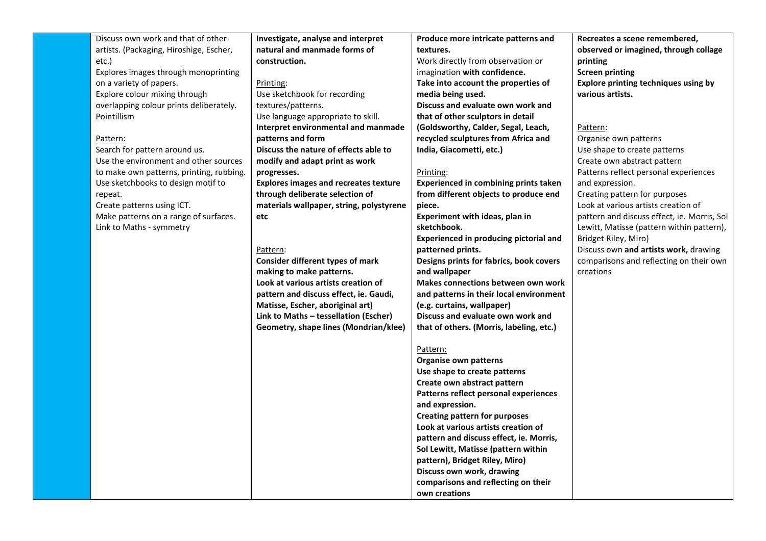| | | | | |
|---|---|---|---|---|
| | Discuss own work and that of other artists. (Packaging, Hiroshige, Escher, etc.)<br>Explores images through monoprinting on a variety of papers.<br>Explore colour mixing through overlapping colour prints deliberately.<br>Pointillism<br><br>Pattern:<br>Search for pattern around us.<br>Use the environment and other sources to make own patterns, printing, rubbing.<br>Use sketchbooks to design motif to repeat.<br>Create patterns using ICT.<br>Make patterns on a range of surfaces.<br>Link to Maths - symmetry | **Investigate, analyse and interpret natural and manmade forms of construction.**<br><br>Printing:<br>Use sketchbook for recording textures/patterns.<br>Use language appropriate to skill.<br>**Interpret environmental and manmade patterns and form**<br>**Discuss the nature of effects able to modify and adapt print as work progresses.**<br>**Explores images and recreates texture through deliberate selection of materials wallpaper, string, polystyrene etc**<br><br>Pattern:<br>**Consider different types of mark making to make patterns.**<br>**Look at various artists creation of pattern and discuss effect, ie. Gaudi, Matisse, Escher, aboriginal art)**<br>**Link to Maths – tessellation (Escher)**<br>**Geometry, shape lines (Mondrian/klee)** | **Produce more intricate patterns and textures.**<br>Work directly from observation or imagination **with confidence.**<br>**Take into account the properties of media being used.**<br>**Discuss and evaluate own work and that of other sculptors in detail (Goldsworthy, Calder, Segal, Leach, recycled sculptures from Africa and India, Giacometti, etc.)**<br><br>Printing:<br>**Experienced in combining prints taken from different objects to produce end piece.**<br>**Experiment with ideas, plan in sketchbook.**<br>**Experienced in producing pictorial and patterned prints.**<br>**Designs prints for fabrics, book covers and wallpaper**<br>**Makes connections between own work and patterns in their local environment (e.g. curtains, wallpaper)**<br>**Discuss and evaluate own work and that of others. (Morris, labeling, etc.)**<br><br>Pattern:<br>**Organise own patterns**<br>**Use shape to create patterns**<br>**Create own abstract pattern**<br>**Patterns reflect personal experiences and expression.**<br>**Creating pattern for purposes**<br>**Look at various artists creation of pattern and discuss effect, ie. Morris, Sol Lewitt, Matisse (pattern within pattern), Bridget Riley, Miro)**<br>**Discuss own work, drawing comparisons and reflecting on their own creations** | **Recreates a scene remembered, observed or imagined, through collage printing**<br>**Screen printing**<br>**Explore printing techniques using by various artists.**<br><br>Pattern:<br>Organise own patterns<br>Use shape to create patterns<br>Create own abstract pattern<br>Patterns reflect personal experiences and expression.<br>Creating pattern for purposes<br>Look at various artists creation of pattern and discuss effect, ie. Morris, Sol Lewitt, Matisse (pattern within pattern), Bridget Riley, Miro)<br>Discuss own **and artists work,** drawing comparisons and reflecting on their own creations |